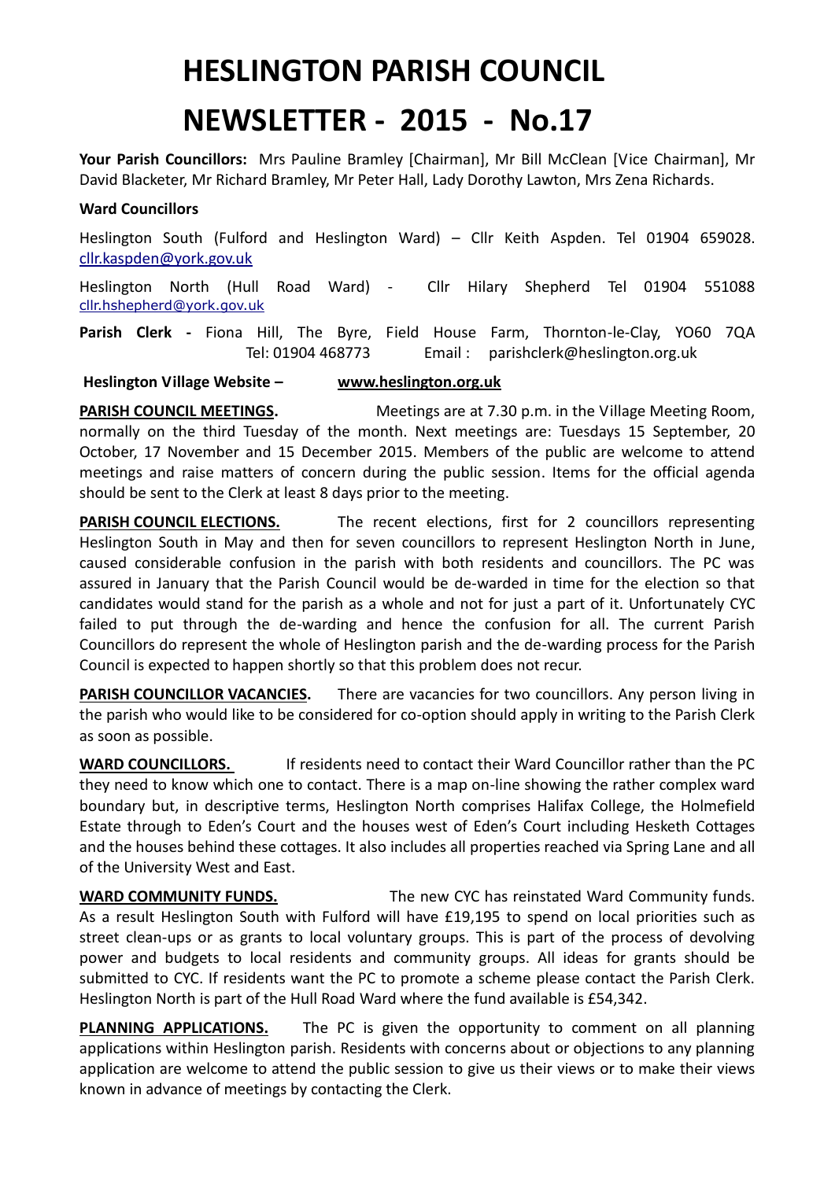# HESLINGTON PARISH COUNCIL

# NEWSLETTER - 2015 - No.17

**Your Parish Councillors:** Mrs Pauline Bramley [Chairman], Mr Bill McClean [Vice Chairman], Mr David Blacketer, Mr Richard Bramley, Mr Peter Hall, Lady Dorothy Lawton, Mrs Zena Richards.

**Ward Councillors**

Heslington South (Fulford and Heslington Ward) – Cllr Keith Aspden. Tel 01904 659028. cllr.kaspden@york.gov.uk

Heslington North (Hull Road Ward) - Cllr Hilary Shepherd Tel 01904 551088 cllr.hshepherd@york.gov.uk

**Parish Clerk -** Fiona Hill, The Byre, Field House Farm, Thornton-le-Clay, YO60 7QA Tel: 01904 468773 Email : parishclerk@heslington.org.uk

**Heslington Village Website – www.heslington.org.uk**

**PARISH COUNCIL MEETINGS.** Meetings are at 7.30 p.m. in the Village Meeting Room, normally on the third Tuesday of the month. Next meetings are: Tuesdays 15 September, 20 October, 17 November and 15 December 2015. Members of the public are welcome to attend meetings and raise matters of concern during the public session. Items for the official agenda should be sent to the Clerk at least 8 days prior to the meeting.

**PARISH COUNCIL ELECTIONS.** The recent elections, first for 2 councillors representing Heslington South in May and then for seven councillors to represent Heslington North in June, caused considerable confusion in the parish with both residents and councillors. The PC was assured in January that the Parish Council would be de-warded in time for the election so that candidates would stand for the parish as a whole and not for just a part of it. Unfortunately CYC failed to put through the de-warding and hence the confusion for all. The current Parish Councillors do represent the whole of Heslington parish and the de-warding process for the Parish Council is expected to happen shortly so that this problem does not recur.

**PARISH COUNCILLOR VACANCIES.** There are vacancies for two councillors. Any person living in the parish who would like to be considered for co-option should apply in writing to the Parish Clerk as soon as possible.

**WARD COUNCILLORS.** If residents need to contact their Ward Councillor rather than the PC they need to know which one to contact. There is a map on-line showing the rather complex ward boundary but, in descriptive terms, Heslington North comprises Halifax College, the Holmefield Estate through to Eden's Court and the houses west of Eden's Court including Hesketh Cottages and the houses behind these cottages. It also includes all properties reached via Spring Lane and all of the University West and East.

**WARD COMMUNITY FUNDS.** The new CYC has reinstated Ward Community funds. As a result Heslington South with Fulford will have £19,195 to spend on local priorities such as street clean-ups or as grants to local voluntary groups. This is part of the process of devolving power and budgets to local residents and community groups. All ideas for grants should be submitted to CYC. If residents want the PC to promote a scheme please contact the Parish Clerk. Heslington North is part of the Hull Road Ward where the fund available is £54,342.

**PLANNING APPLICATIONS.** The PC is given the opportunity to comment on all planning applications within Heslington parish. Residents with concerns about or objections to any planning application are welcome to attend the public session to give us their views or to make their views known in advance of meetings by contacting the Clerk.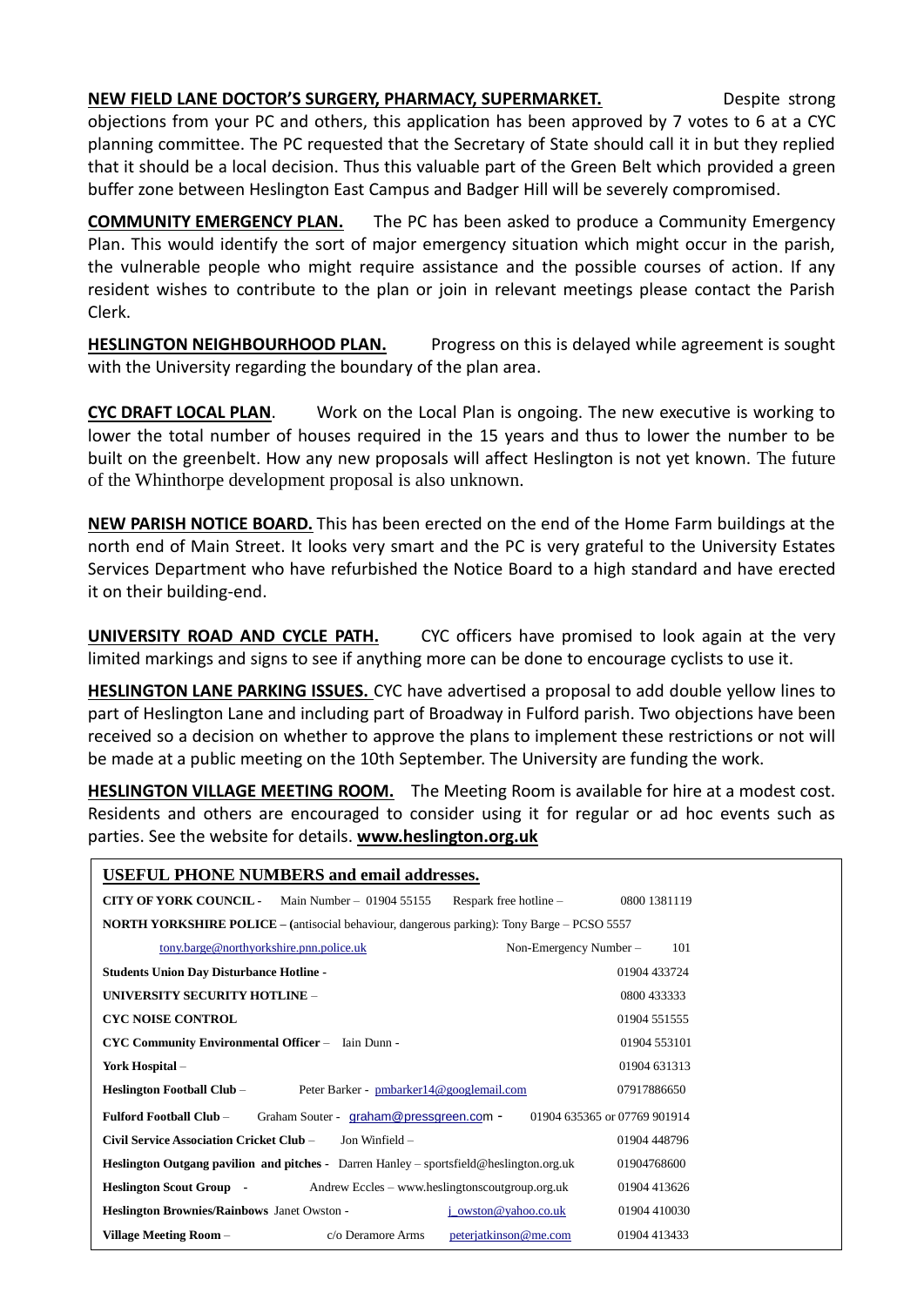**NEW FIELD LANE DOCTOR'S SURGERY, PHARMACY, SUPERMARKET.** Despite strong objections from your PC and others, this application has been approved by 7 votes to 6 at a CYC planning committee. The PC requested that the Secretary of State should call it in but they replied that it should be a local decision. Thus this valuable part of the Green Belt which provided a green buffer zone between Heslington East Campus and Badger Hill will be severely compromised.

**COMMUNITY EMERGENCY PLAN.** The PC has been asked to produce a Community Emergency Plan. This would identify the sort of major emergency situation which might occur in the parish, the vulnerable people who might require assistance and the possible courses of action. If any resident wishes to contribute to the plan or join in relevant meetings please contact the Parish Clerk.

**HESLINGTON NEIGHBOURHOOD PLAN.** Progress on this is delayed while agreement is sought with the University regarding the boundary of the plan area.

**CYC DRAFT LOCAL PLAN**. Work on the Local Plan is ongoing. The new executive is working to lower the total number of houses required in the 15 years and thus to lower the number to be built on the greenbelt. How any new proposals will affect Heslington is not yet known. The future of the Whinthorpe development proposal is also unknown.

**NEW PARISH NOTICE BOARD.** This has been erected on the end of the Home Farm buildings at the north end of Main Street. It looks very smart and the PC is very grateful to the University Estates Services Department who have refurbished the Notice Board to a high standard and have erected it on their building-end.

**UNIVERSITY ROAD AND CYCLE PATH.** CYC officers have promised to look again at the very limited markings and signs to see if anything more can be done to encourage cyclists to use it.

**HESLINGTON LANE PARKING ISSUES.** CYC have advertised a proposal to add double yellow lines to part of Heslington Lane and including part of Broadway in Fulford parish. Two objections have been received so a decision on whether to approve the plans to implement these restrictions or not will be made at a public meeting on the 10th September. The University are funding the work.

**HESLINGTON VILLAGE MEETING ROOM.** The Meeting Room is available for hire at a modest cost. Residents and others are encouraged to consider using it for regular or ad hoc events such as parties. See the website for details. **www.heslington.org.uk**

## USEFUL PHONE NUMBERS and email addresses.

| | | |
|---|---|---|
| **CITY OF YORK COUNCIL -** Main Number – 01904 55155 | Respark free hotline – | 0800 1381119 |
| **NORTH YORKSHIRE POLICE – (**antisocial behaviour, dangerous parking): Tony Barge – PCSO 5557 | | |
| tony.barge@northyorkshire.pnn.police.uk | Non-Emergency Number – | 101 |
| **Students Union Day Disturbance Hotline -** | | 01904 433724 |
| **UNIVERSITY SECURITY HOTLINE** – | | 0800 433333 |
| **CYC NOISE CONTROL** | | 01904 551555 |
| **CYC Community Environmental Officer** – Iain Dunn - | | 01904 553101 |
| **York Hospital** – | | 01904 631313 |
| **Heslington Football Club** – | Peter Barker - pmbarker14@googlemail.com | 07917886650 |
| **Fulford Football Club** – | Graham Souter - graham@pressgreen.com - | 01904 635365 or 07769 901914 |
| **Civil Service Association Cricket Club** – | Jon Winfield – | 01904 448796 |
| **Heslington Outgang pavilion and pitches** - | Darren Hanley – sportsfield@heslington.org.uk | 01904768600 |
| **Heslington Scout Group** - | Andrew Eccles – www.heslingtonscoutgroup.org.uk | 01904 413626 |
| **Heslington Brownies/Rainbows** Janet Owston - | j_owston@yahoo.co.uk | 01904 410030 |
| **Village Meeting Room** – c/o Deramore Arms | peterjatkinson@me.com | 01904 413433 |